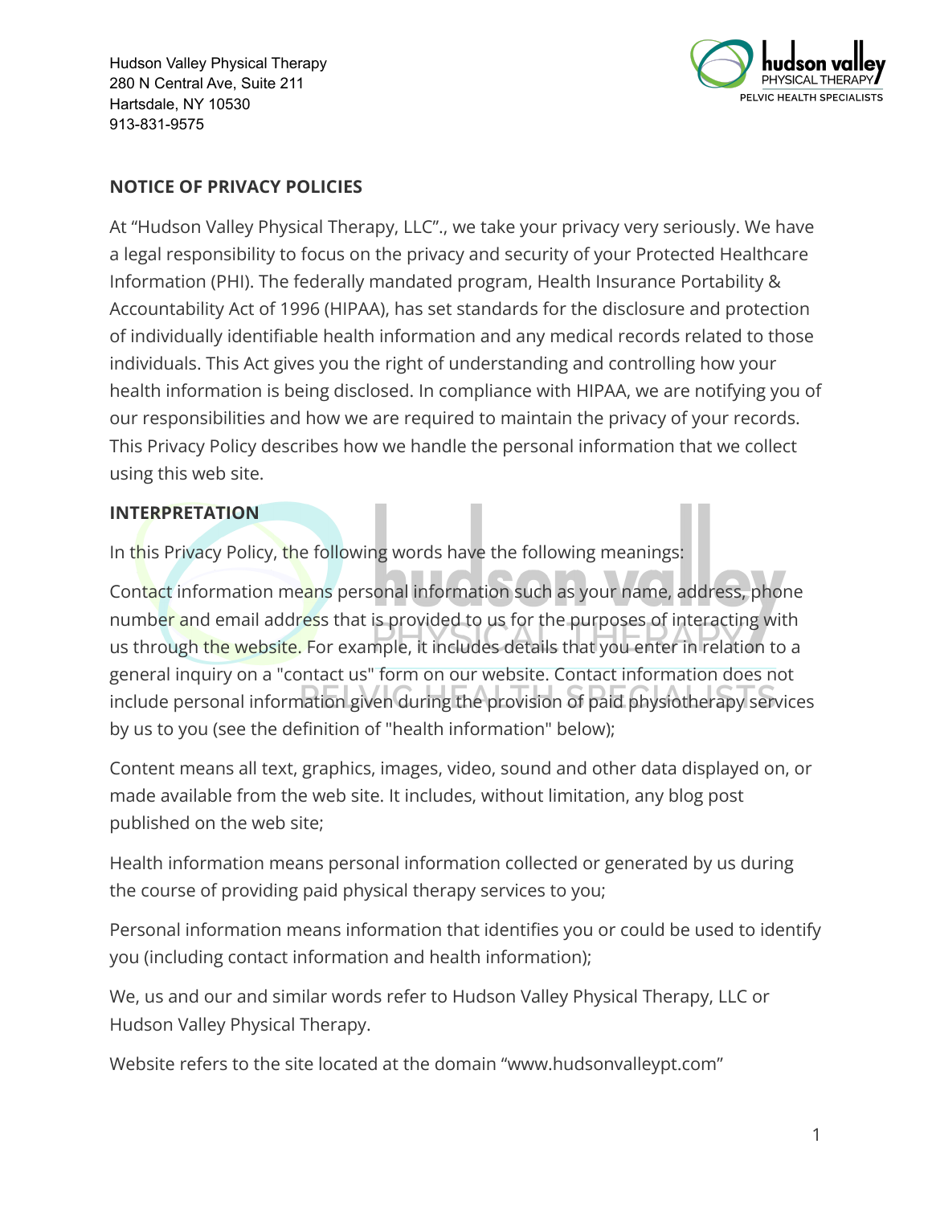Hudson Valley Physical Therapy
280 N Central Ave, Suite 211
Hartsdale, NY 10530
913-831-9575

## NOTICE OF PRIVACY POLICIES

At "Hudson Valley Physical Therapy, LLC"., we take your privacy very seriously. We have a legal responsibility to focus on the privacy and security of your Protected Healthcare Information (PHI). The federally mandated program, Health Insurance Portability & Accountability Act of 1996 (HIPAA), has set standards for the disclosure and protection of individually identifiable health information and any medical records related to those individuals. This Act gives you the right of understanding and controlling how your health information is being disclosed. In compliance with HIPAA, we are notifying you of our responsibilities and how we are required to maintain the privacy of your records. This Privacy Policy describes how we handle the personal information that we collect using this web site.

## INTERPRETATION

In this Privacy Policy, the following words have the following meanings:

Contact information means personal information such as your name, address, phone number and email address that is provided to us for the purposes of interacting with us through the website. For example, it includes details that you enter in relation to a general inquiry on a "contact us" form on our website. Contact information does not include personal information given during the provision of paid physiotherapy services by us to you (see the definition of "health information" below);

Content means all text, graphics, images, video, sound and other data displayed on, or made available from the web site. It includes, without limitation, any blog post published on the web site;

Health information means personal information collected or generated by us during the course of providing paid physical therapy services to you;

Personal information means information that identifies you or could be used to identify you (including contact information and health information);

We, us and our and similar words refer to Hudson Valley Physical Therapy, LLC or Hudson Valley Physical Therapy.

Website refers to the site located at the domain "www.hudsonvalleypt.com"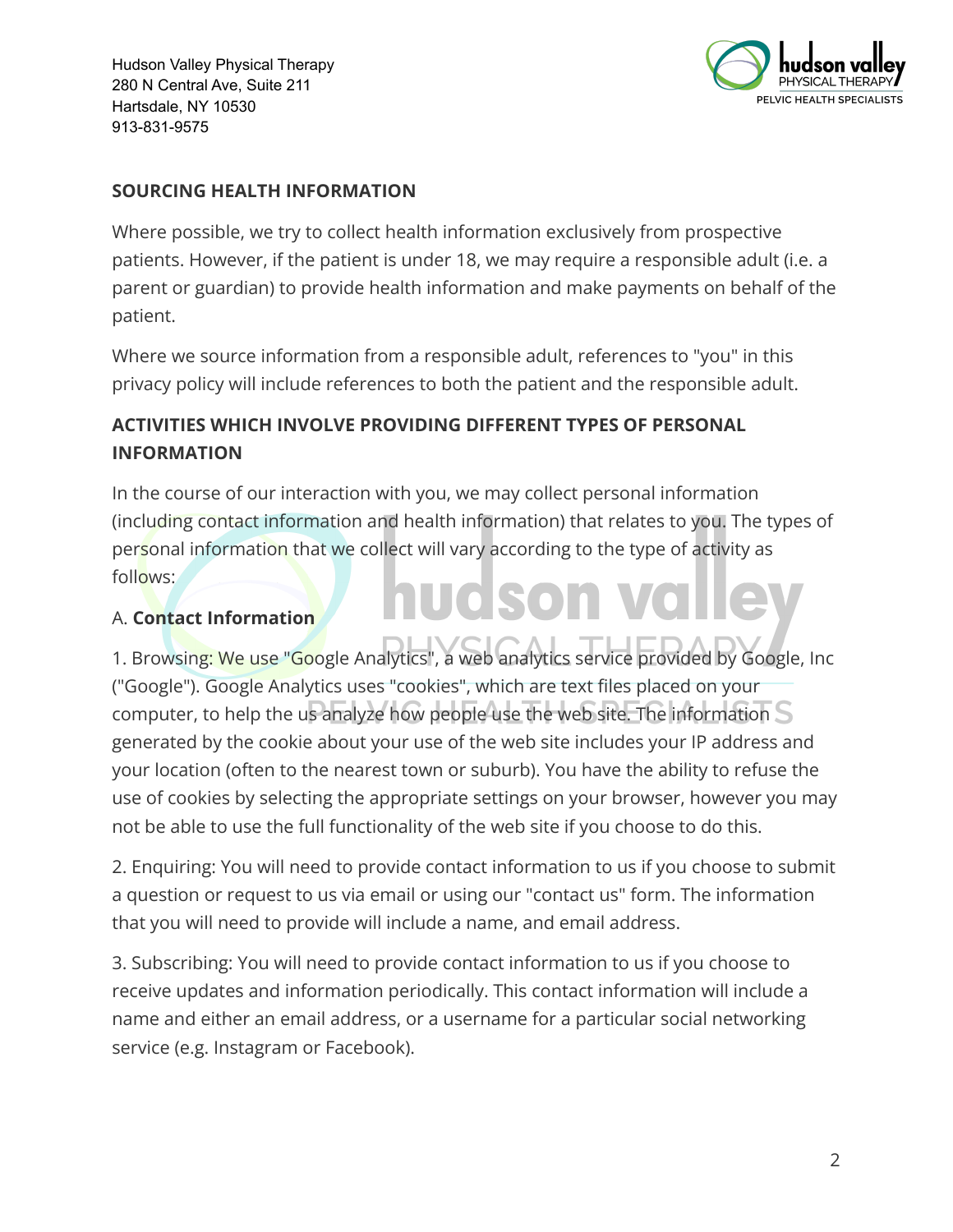## SOURCING HEALTH INFORMATION

Where possible, we try to collect health information exclusively from prospective patients. However, if the patient is under 18, we may require a responsible adult (i.e. a parent or guardian) to provide health information and make payments on behalf of the patient.

Where we source information from a responsible adult, references to "you" in this privacy policy will include references to both the patient and the responsible adult.

## ACTIVITIES WHICH INVOLVE PROVIDING DIFFERENT TYPES OF PERSONAL INFORMATION

In the course of our interaction with you, we may collect personal information (including contact information and health information) that relates to you. The types of personal information that we collect will vary according to the type of activity as follows:

A. **Contact Information**

1. Browsing: We use "Google Analytics", a web analytics service provided by Google, Inc ("Google"). Google Analytics uses "cookies", which are text files placed on your computer, to help the us analyze how people use the web site. The information generated by the cookie about your use of the web site includes your IP address and your location (often to the nearest town or suburb). You have the ability to refuse the use of cookies by selecting the appropriate settings on your browser, however you may not be able to use the full functionality of the web site if you choose to do this.

2. Enquiring: You will need to provide contact information to us if you choose to submit a question or request to us via email or using our "contact us" form. The information that you will need to provide will include a name, and email address.

3. Subscribing: You will need to provide contact information to us if you choose to receive updates and information periodically. This contact information will include a name and either an email address, or a username for a particular social networking service (e.g. Instagram or Facebook).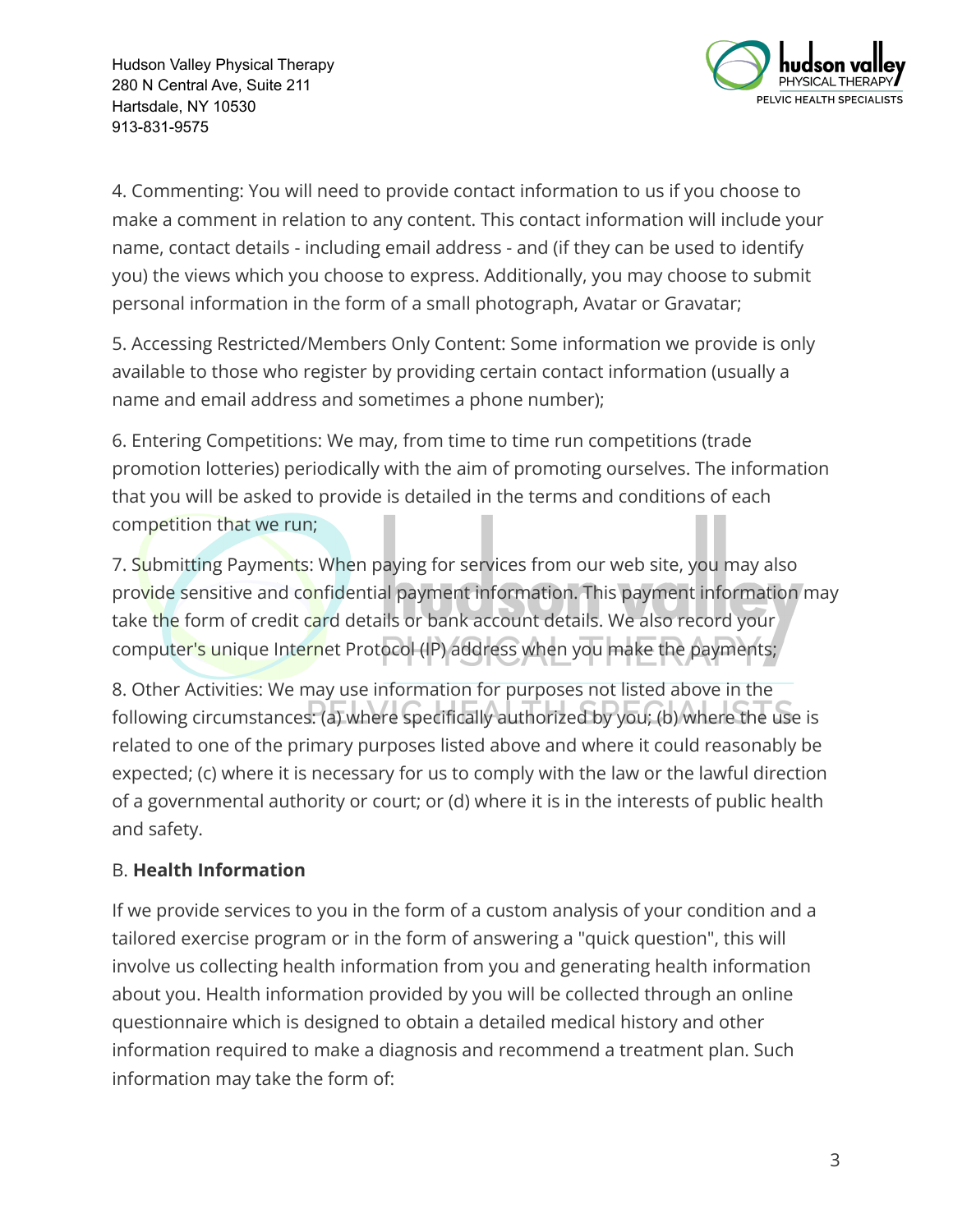4. Commenting: You will need to provide contact information to us if you choose to make a comment in relation to any content. This contact information will include your name, contact details - including email address - and (if they can be used to identify you) the views which you choose to express. Additionally, you may choose to submit personal information in the form of a small photograph, Avatar or Gravatar;

5. Accessing Restricted/Members Only Content: Some information we provide is only available to those who register by providing certain contact information (usually a name and email address and sometimes a phone number);

6. Entering Competitions: We may, from time to time run competitions (trade promotion lotteries) periodically with the aim of promoting ourselves. The information that you will be asked to provide is detailed in the terms and conditions of each competition that we run;

7. Submitting Payments: When paying for services from our web site, you may also provide sensitive and confidential payment information. This payment information may take the form of credit card details or bank account details. We also record your computer's unique Internet Protocol (IP) address when you make the payments;

8. Other Activities: We may use information for purposes not listed above in the following circumstances: (a) where specifically authorized by you; (b) where the use is related to one of the primary purposes listed above and where it could reasonably be expected; (c) where it is necessary for us to comply with the law or the lawful direction of a governmental authority or court; or (d) where it is in the interests of public health and safety.

B. **Health Information**

If we provide services to you in the form of a custom analysis of your condition and a tailored exercise program or in the form of answering a "quick question", this will involve us collecting health information from you and generating health information about you. Health information provided by you will be collected through an online questionnaire which is designed to obtain a detailed medical history and other information required to make a diagnosis and recommend a treatment plan. Such information may take the form of: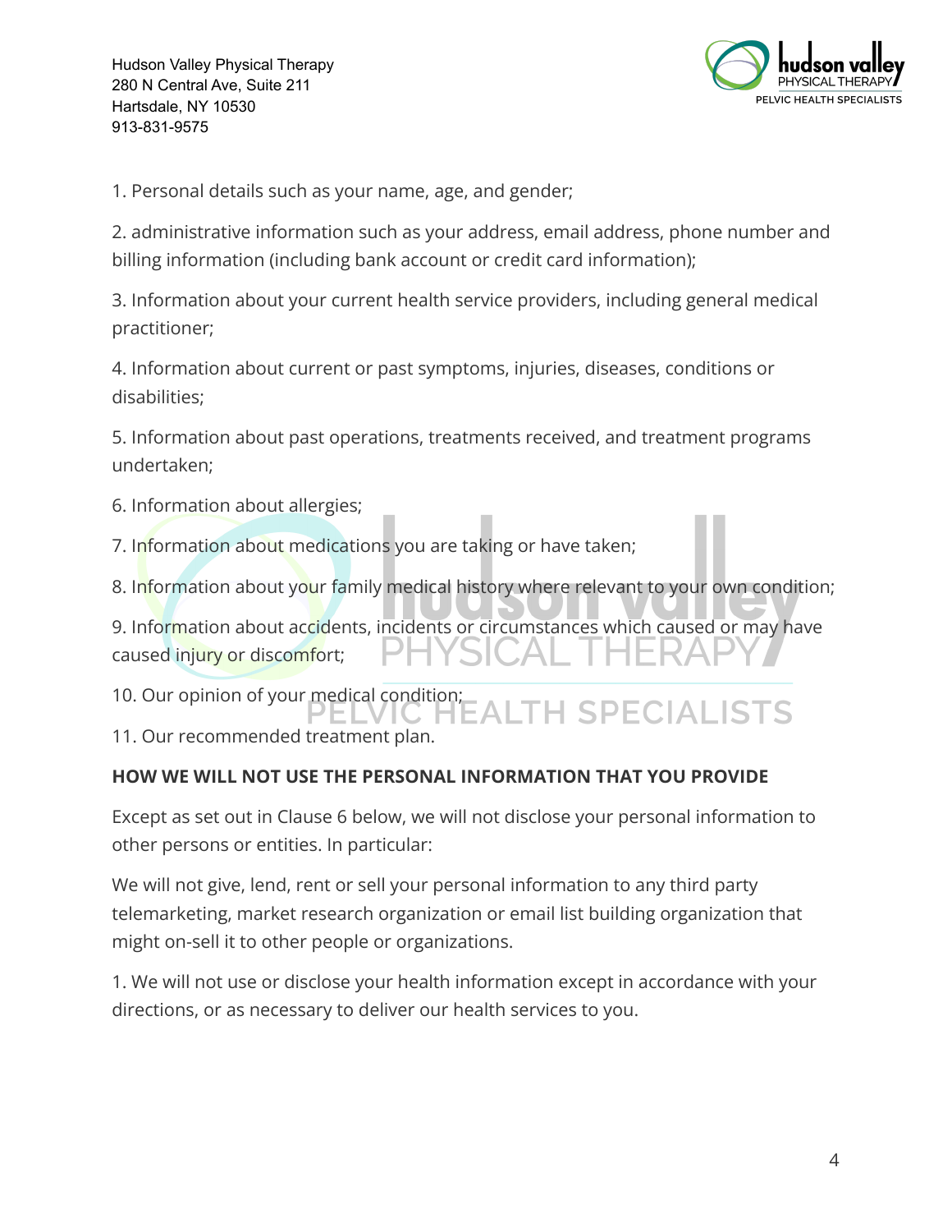1. Personal details such as your name, age, and gender;

2. administrative information such as your address, email address, phone number and billing information (including bank account or credit card information);

3. Information about your current health service providers, including general medical practitioner;

4. Information about current or past symptoms, injuries, diseases, conditions or disabilities;

5. Information about past operations, treatments received, and treatment programs undertaken;

6. Information about allergies;

7. Information about medications you are taking or have taken;

8. Information about your family medical history where relevant to your own condition;

9. Information about accidents, incidents or circumstances which caused or may have caused injury or discomfort;

10. Our opinion of your medical condition;

11. Our recommended treatment plan.

**HOW WE WILL NOT USE THE PERSONAL INFORMATION THAT YOU PROVIDE**

Except as set out in Clause 6 below, we will not disclose your personal information to other persons or entities. In particular:

We will not give, lend, rent or sell your personal information to any third party telemarketing, market research organization or email list building organization that might on-sell it to other people or organizations.

1. We will not use or disclose your health information except in accordance with your directions, or as necessary to deliver our health services to you.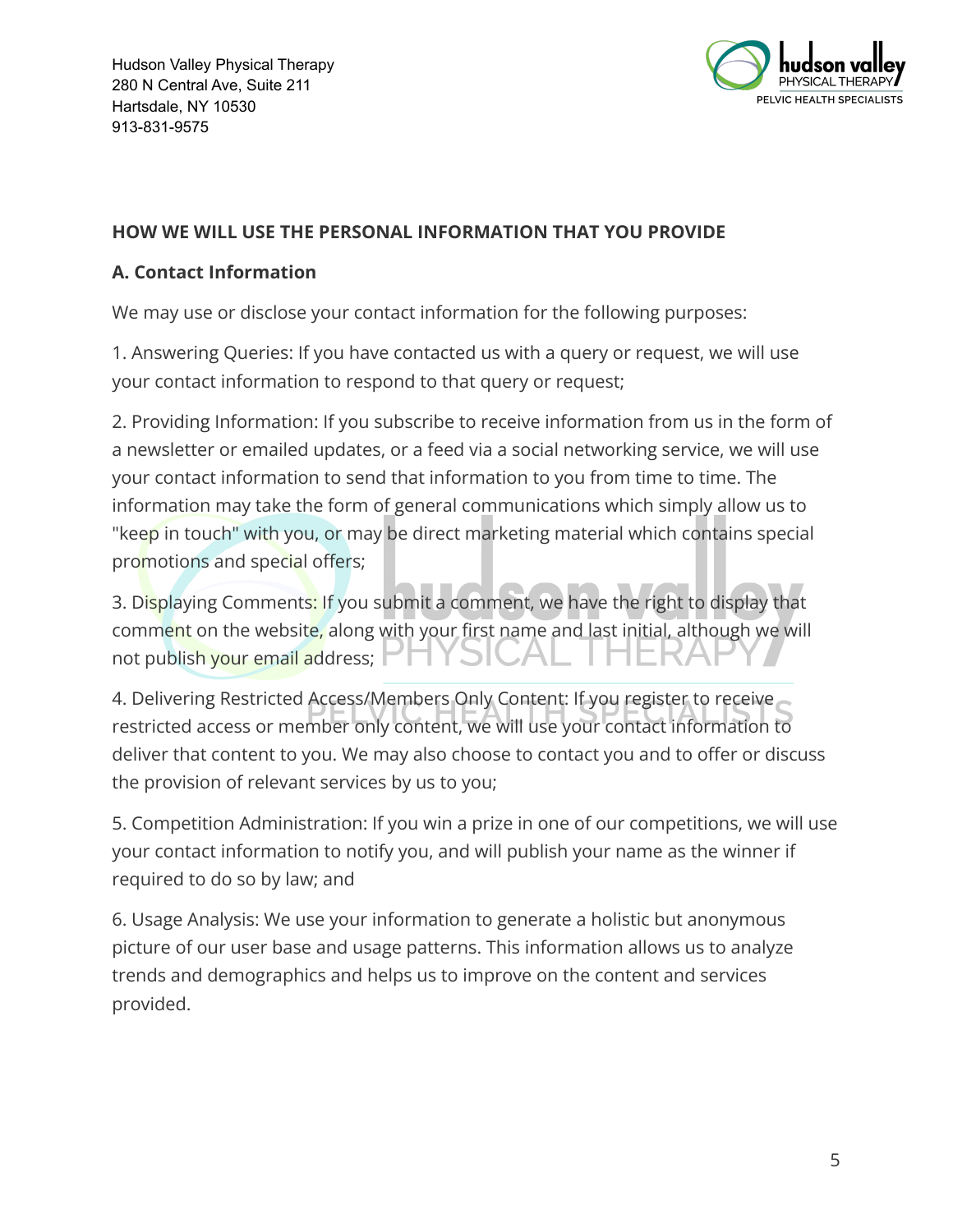## HOW WE WILL USE THE PERSONAL INFORMATION THAT YOU PROVIDE

### A. Contact Information

We may use or disclose your contact information for the following purposes:

1. Answering Queries: If you have contacted us with a query or request, we will use your contact information to respond to that query or request;

2. Providing Information: If you subscribe to receive information from us in the form of a newsletter or emailed updates, or a feed via a social networking service, we will use your contact information to send that information to you from time to time. The information may take the form of general communications which simply allow us to "keep in touch" with you, or may be direct marketing material which contains special promotions and special offers;

3. Displaying Comments: If you submit a comment, we have the right to display that comment on the website, along with your first name and last initial, although we will not publish your email address;

4. Delivering Restricted Access/Members Only Content: If you register to receive restricted access or member only content, we will use your contact information to deliver that content to you. We may also choose to contact you and to offer or discuss the provision of relevant services by us to you;

5. Competition Administration: If you win a prize in one of our competitions, we will use your contact information to notify you, and will publish your name as the winner if required to do so by law; and

6. Usage Analysis: We use your information to generate a holistic but anonymous picture of our user base and usage patterns. This information allows us to analyze trends and demographics and helps us to improve on the content and services provided.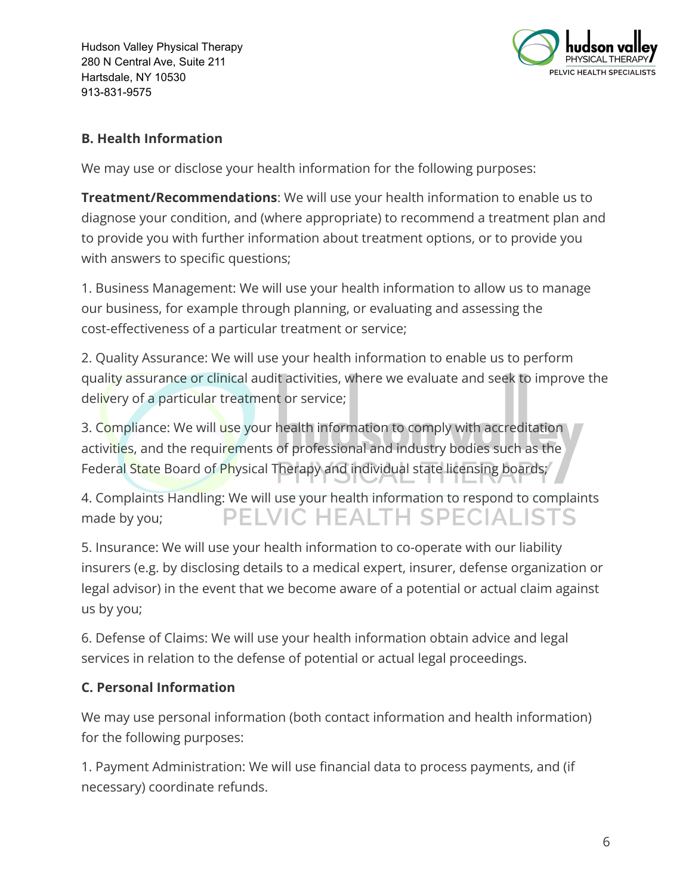## B. Health Information

We may use or disclose your health information for the following purposes:

**Treatment/Recommendations**: We will use your health information to enable us to diagnose your condition, and (where appropriate) to recommend a treatment plan and to provide you with further information about treatment options, or to provide you with answers to specific questions;

1. Business Management: We will use your health information to allow us to manage our business, for example through planning, or evaluating and assessing the cost-effectiveness of a particular treatment or service;

2. Quality Assurance: We will use your health information to enable us to perform quality assurance or clinical audit activities, where we evaluate and seek to improve the delivery of a particular treatment or service;

3. Compliance: We will use your health information to comply with accreditation activities, and the requirements of professional and industry bodies such as the Federal State Board of Physical Therapy and individual state licensing boards;

4. Complaints Handling: We will use your health information to respond to complaints made by you;

5. Insurance: We will use your health information to co-operate with our liability insurers (e.g. by disclosing details to a medical expert, insurer, defense organization or legal advisor) in the event that we become aware of a potential or actual claim against us by you;

6. Defense of Claims: We will use your health information obtain advice and legal services in relation to the defense of potential or actual legal proceedings.

## C. Personal Information

We may use personal information (both contact information and health information) for the following purposes:

1. Payment Administration: We will use financial data to process payments, and (if necessary) coordinate refunds.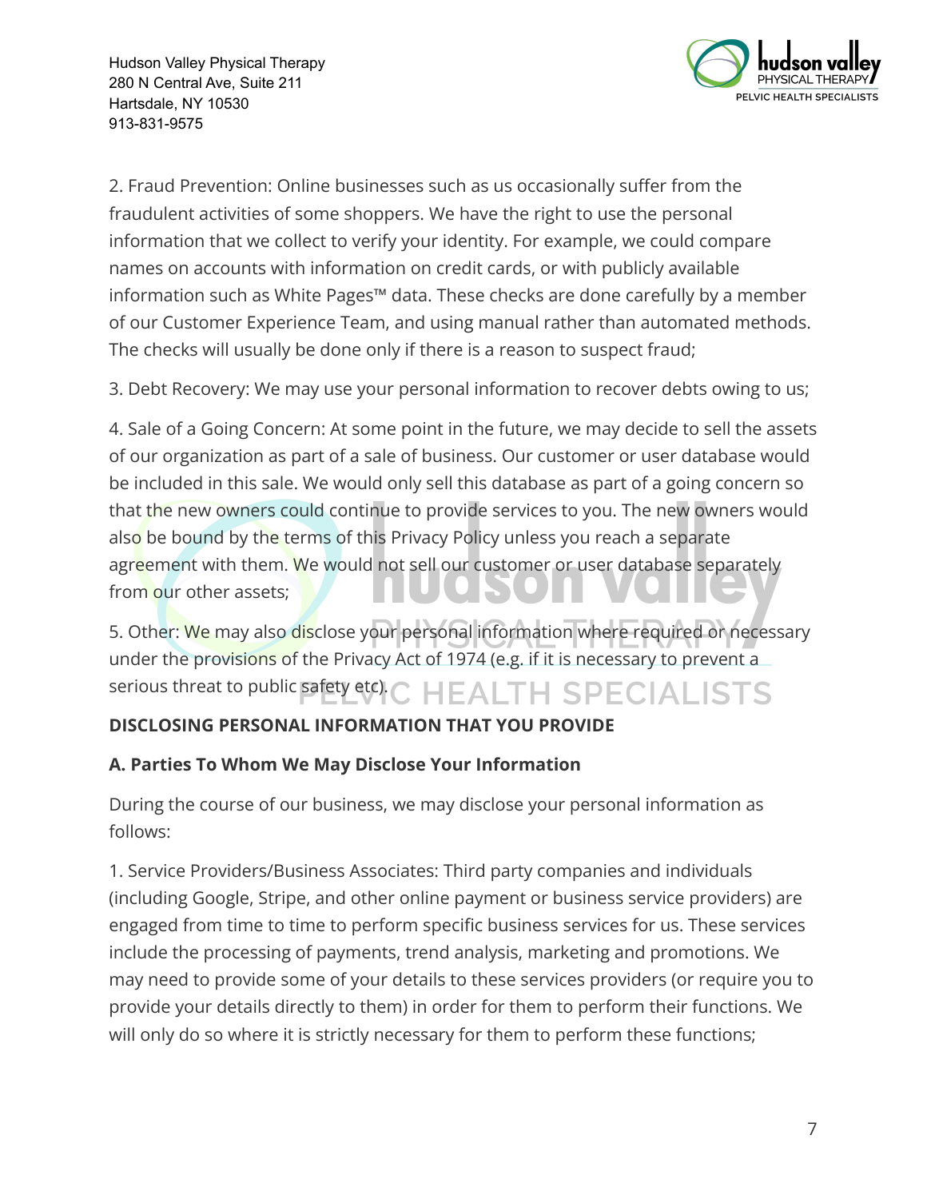2. Fraud Prevention: Online businesses such as us occasionally suffer from the fraudulent activities of some shoppers. We have the right to use the personal information that we collect to verify your identity. For example, we could compare names on accounts with information on credit cards, or with publicly available information such as White Pages™ data. These checks are done carefully by a member of our Customer Experience Team, and using manual rather than automated methods. The checks will usually be done only if there is a reason to suspect fraud;

3. Debt Recovery: We may use your personal information to recover debts owing to us;

4. Sale of a Going Concern: At some point in the future, we may decide to sell the assets of our organization as part of a sale of business. Our customer or user database would be included in this sale. We would only sell this database as part of a going concern so that the new owners could continue to provide services to you. The new owners would also be bound by the terms of this Privacy Policy unless you reach a separate agreement with them. We would not sell our customer or user database separately from our other assets;

5. Other: We may also disclose your personal information where required or necessary under the provisions of the Privacy Act of 1974 (e.g. if it is necessary to prevent a serious threat to public safety etc).

**DISCLOSING PERSONAL INFORMATION THAT YOU PROVIDE**

**A. Parties To Whom We May Disclose Your Information**

During the course of our business, we may disclose your personal information as follows:

1. Service Providers/Business Associates: Third party companies and individuals (including Google, Stripe, and other online payment or business service providers) are engaged from time to time to perform specific business services for us. These services include the processing of payments, trend analysis, marketing and promotions. We may need to provide some of your details to these services providers (or require you to provide your details directly to them) in order for them to perform their functions. We will only do so where it is strictly necessary for them to perform these functions;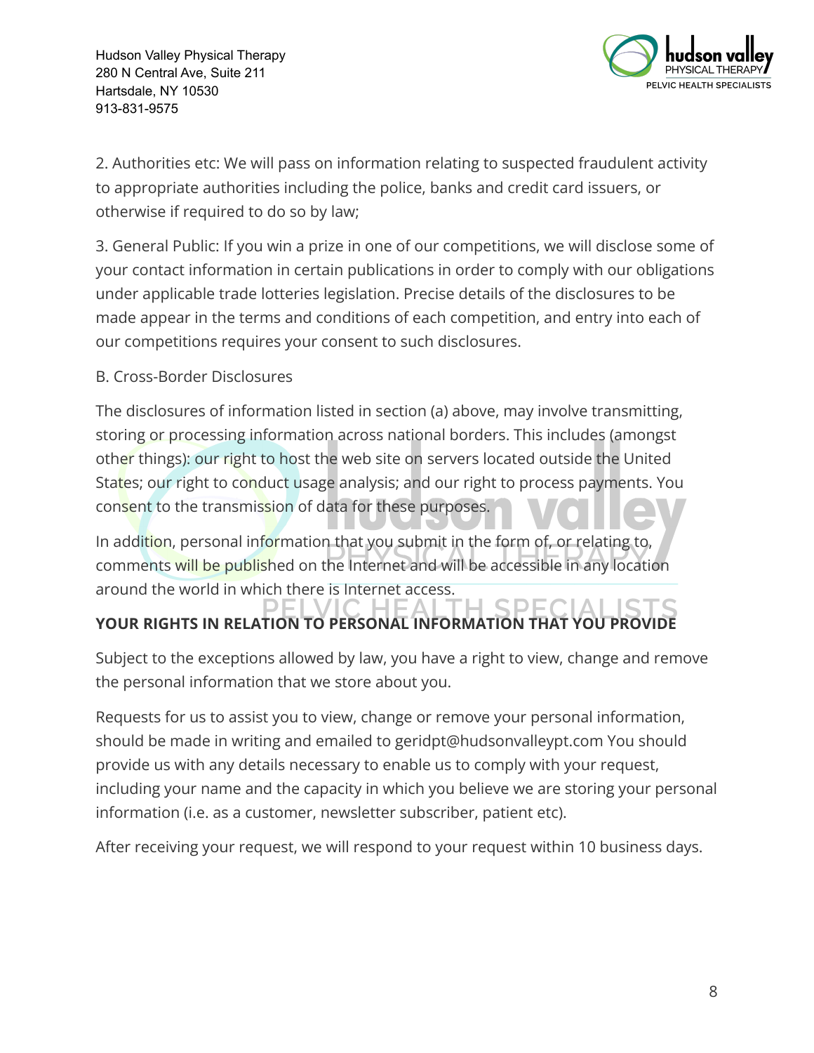2. Authorities etc: We will pass on information relating to suspected fraudulent activity to appropriate authorities including the police, banks and credit card issuers, or otherwise if required to do so by law;

3. General Public: If you win a prize in one of our competitions, we will disclose some of your contact information in certain publications in order to comply with our obligations under applicable trade lotteries legislation. Precise details of the disclosures to be made appear in the terms and conditions of each competition, and entry into each of our competitions requires your consent to such disclosures.

B. Cross-Border Disclosures

The disclosures of information listed in section (a) above, may involve transmitting, storing or processing information across national borders. This includes (amongst other things): our right to host the web site on servers located outside the United States; our right to conduct usage analysis; and our right to process payments. You consent to the transmission of data for these purposes.

In addition, personal information that you submit in the form of, or relating to, comments will be published on the Internet and will be accessible in any location around the world in which there is Internet access.

**YOUR RIGHTS IN RELATION TO PERSONAL INFORMATION THAT YOU PROVIDE**

Subject to the exceptions allowed by law, you have a right to view, change and remove the personal information that we store about you.

Requests for us to assist you to view, change or remove your personal information, should be made in writing and emailed to geridpt@hudsonvalleypt.com You should provide us with any details necessary to enable us to comply with your request, including your name and the capacity in which you believe we are storing your personal information (i.e. as a customer, newsletter subscriber, patient etc).

After receiving your request, we will respond to your request within 10 business days.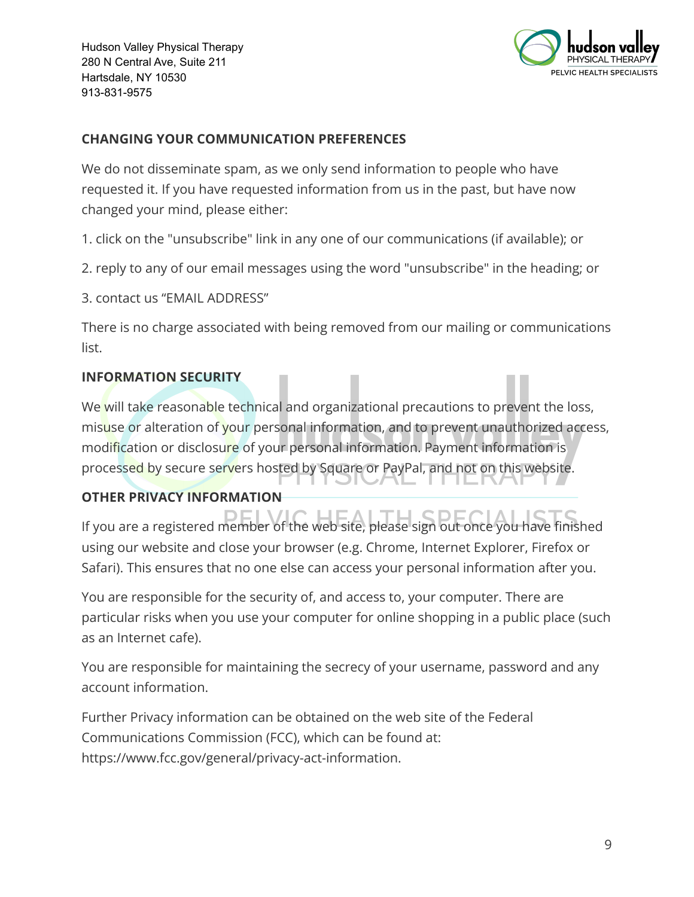## CHANGING YOUR COMMUNICATION PREFERENCES

We do not disseminate spam, as we only send information to people who have requested it. If you have requested information from us in the past, but have now changed your mind, please either:

1. click on the "unsubscribe" link in any one of our communications (if available); or

2. reply to any of our email messages using the word "unsubscribe" in the heading; or

3. contact us "EMAIL ADDRESS"

There is no charge associated with being removed from our mailing or communications list.

## INFORMATION SECURITY

We will take reasonable technical and organizational precautions to prevent the loss, misuse or alteration of your personal information, and to prevent unauthorized access, modification or disclosure of your personal information. Payment information is processed by secure servers hosted by Square or PayPal, and not on this website.

## OTHER PRIVACY INFORMATION

If you are a registered member of the web site, please sign out once you have finished using our website and close your browser (e.g. Chrome, Internet Explorer, Firefox or Safari). This ensures that no one else can access your personal information after you.

You are responsible for the security of, and access to, your computer. There are particular risks when you use your computer for online shopping in a public place (such as an Internet cafe).

You are responsible for maintaining the secrecy of your username, password and any account information.

Further Privacy information can be obtained on the web site of the Federal Communications Commission (FCC), which can be found at: https://www.fcc.gov/general/privacy-act-information.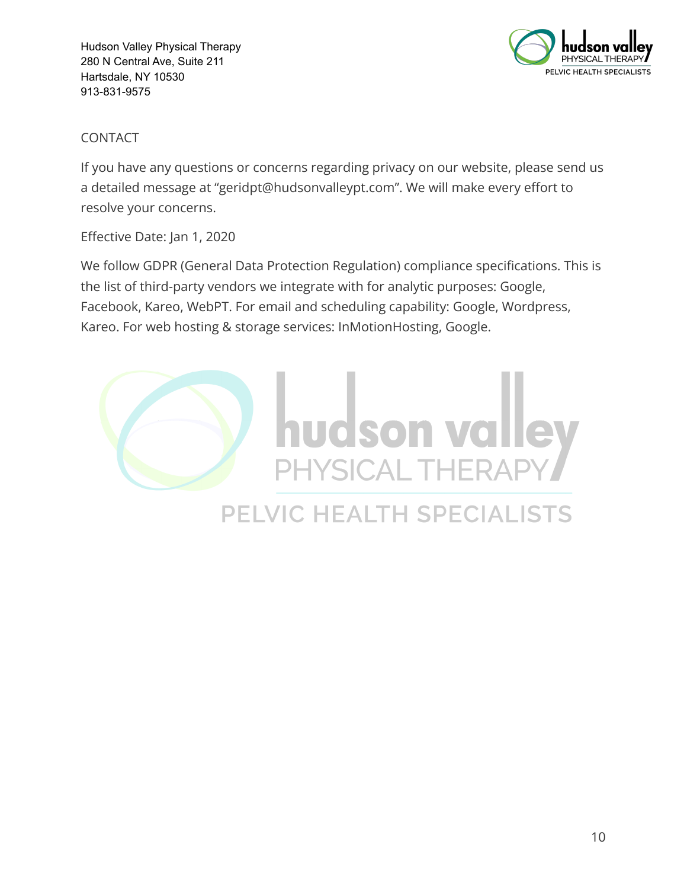## CONTACT

If you have any questions or concerns regarding privacy on our website, please send us a detailed message at "geridpt@hudsonvalleypt.com". We will make every effort to resolve your concerns.

Effective Date: Jan 1, 2020

We follow GDPR (General Data Protection Regulation) compliance specifications. This is the list of third-party vendors we integrate with for analytic purposes: Google, Facebook, Kareo, WebPT. For email and scheduling capability: Google, Wordpress, Kareo. For web hosting & storage services: InMotionHosting, Google.